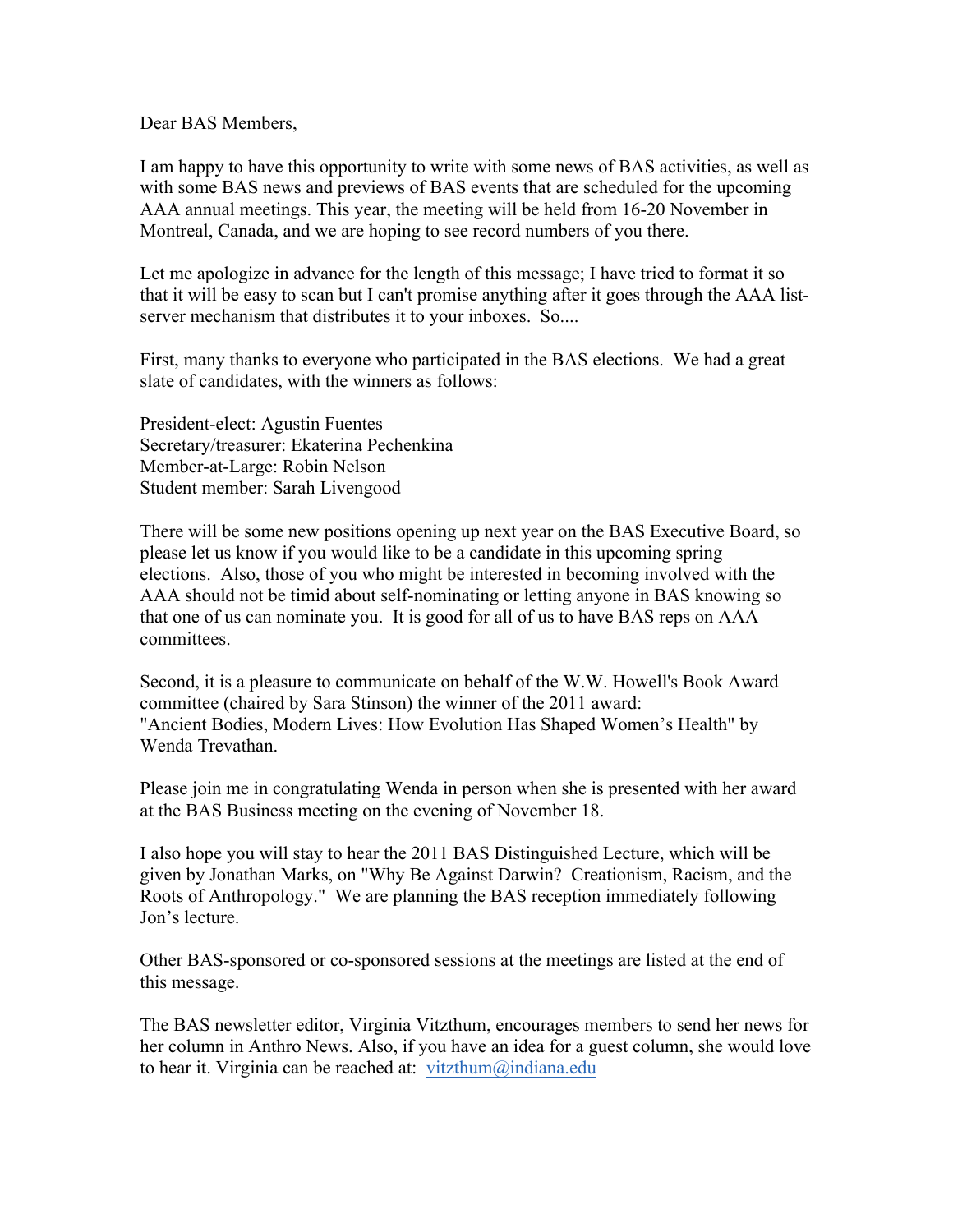Dear BAS Members,

I am happy to have this opportunity to write with some news of BAS activities, as well as with some BAS news and previews of BAS events that are scheduled for the upcoming AAA annual meetings. This year, the meeting will be held from 16-20 November in Montreal, Canada, and we are hoping to see record numbers of you there.

Let me apologize in advance for the length of this message; I have tried to format it so that it will be easy to scan but I can't promise anything after it goes through the AAA list-server mechanism that distributes it to your inboxes. So....

First, many thanks to everyone who participated in the BAS elections. We had a great slate of candidates, with the winners as follows:

President-elect: Agustin Fuentes
Secretary/treasurer: Ekaterina Pechenkina
Member-at-Large: Robin Nelson
Student member: Sarah Livengood

There will be some new positions opening up next year on the BAS Executive Board, so please let us know if you would like to be a candidate in this upcoming spring elections. Also, those of you who might be interested in becoming involved with the AAA should not be timid about self-nominating or letting anyone in BAS knowing so that one of us can nominate you. It is good for all of us to have BAS reps on AAA committees.

Second, it is a pleasure to communicate on behalf of the W.W. Howell's Book Award committee (chaired by Sara Stinson) the winner of the 2011 award: "Ancient Bodies, Modern Lives: How Evolution Has Shaped Women's Health" by Wenda Trevathan.

Please join me in congratulating Wenda in person when she is presented with her award at the BAS Business meeting on the evening of November 18.

I also hope you will stay to hear the 2011 BAS Distinguished Lecture, which will be given by Jonathan Marks, on "Why Be Against Darwin? Creationism, Racism, and the Roots of Anthropology." We are planning the BAS reception immediately following Jon's lecture.

Other BAS-sponsored or co-sponsored sessions at the meetings are listed at the end of this message.

The BAS newsletter editor, Virginia Vitzthum, encourages members to send her news for her column in Anthro News. Also, if you have an idea for a guest column, she would love to hear it. Virginia can be reached at: vitzthum@indiana.edu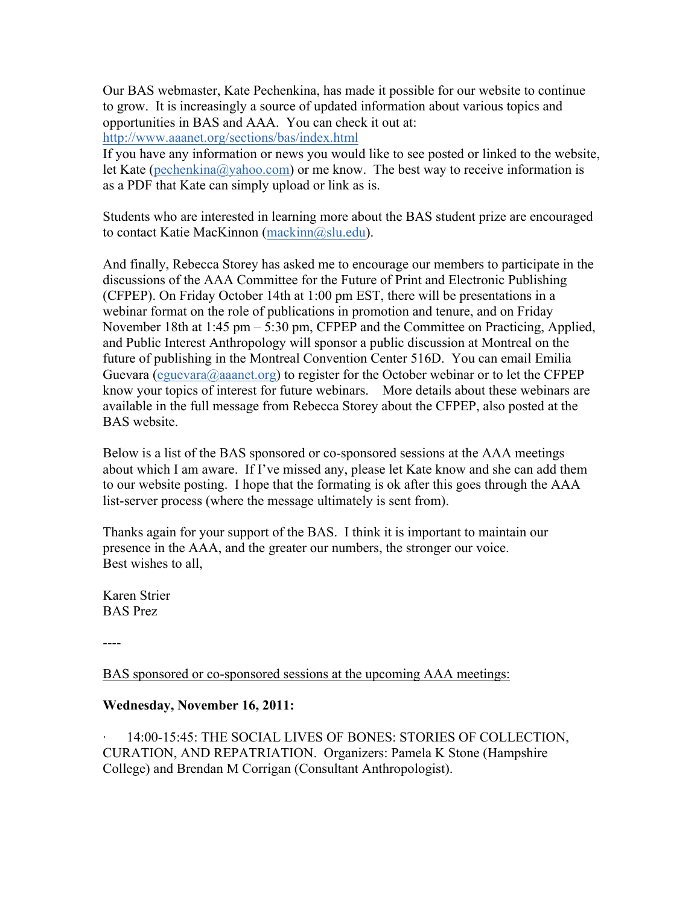Our BAS webmaster, Kate Pechenkina, has made it possible for our website to continue to grow. It is increasingly a source of updated information about various topics and opportunities in BAS and AAA. You can check it out at:
http://www.aaanet.org/sections/bas/index.html
If you have any information or news you would like to see posted or linked to the website, let Kate (pechenkina@yahoo.com) or me know. The best way to receive information is as a PDF that Kate can simply upload or link as is.

Students who are interested in learning more about the BAS student prize are encouraged to contact Katie MacKinnon (mackinn@slu.edu).

And finally, Rebecca Storey has asked me to encourage our members to participate in the discussions of the AAA Committee for the Future of Print and Electronic Publishing (CFPEP). On Friday October 14th at 1:00 pm EST, there will be presentations in a webinar format on the role of publications in promotion and tenure, and on Friday November 18th at 1:45 pm – 5:30 pm, CFPEP and the Committee on Practicing, Applied, and Public Interest Anthropology will sponsor a public discussion at Montreal on the future of publishing in the Montreal Convention Center 516D. You can email Emilia Guevara (eguevara@aaanet.org) to register for the October webinar or to let the CFPEP know your topics of interest for future webinars. More details about these webinars are available in the full message from Rebecca Storey about the CFPEP, also posted at the BAS website.

Below is a list of the BAS sponsored or co-sponsored sessions at the AAA meetings about which I am aware. If I've missed any, please let Kate know and she can add them to our website posting. I hope that the formating is ok after this goes through the AAA list-server process (where the message ultimately is sent from).

Thanks again for your support of the BAS. I think it is important to maintain our presence in the AAA, and the greater our numbers, the stronger our voice.
Best wishes to all,

Karen Strier
BAS Prez

----

BAS sponsored or co-sponsored sessions at the upcoming AAA meetings:

**Wednesday, November 16, 2011:**

- 14:00-15:45: THE SOCIAL LIVES OF BONES: STORIES OF COLLECTION, CURATION, AND REPATRIATION. Organizers: Pamela K Stone (Hampshire College) and Brendan M Corrigan (Consultant Anthropologist).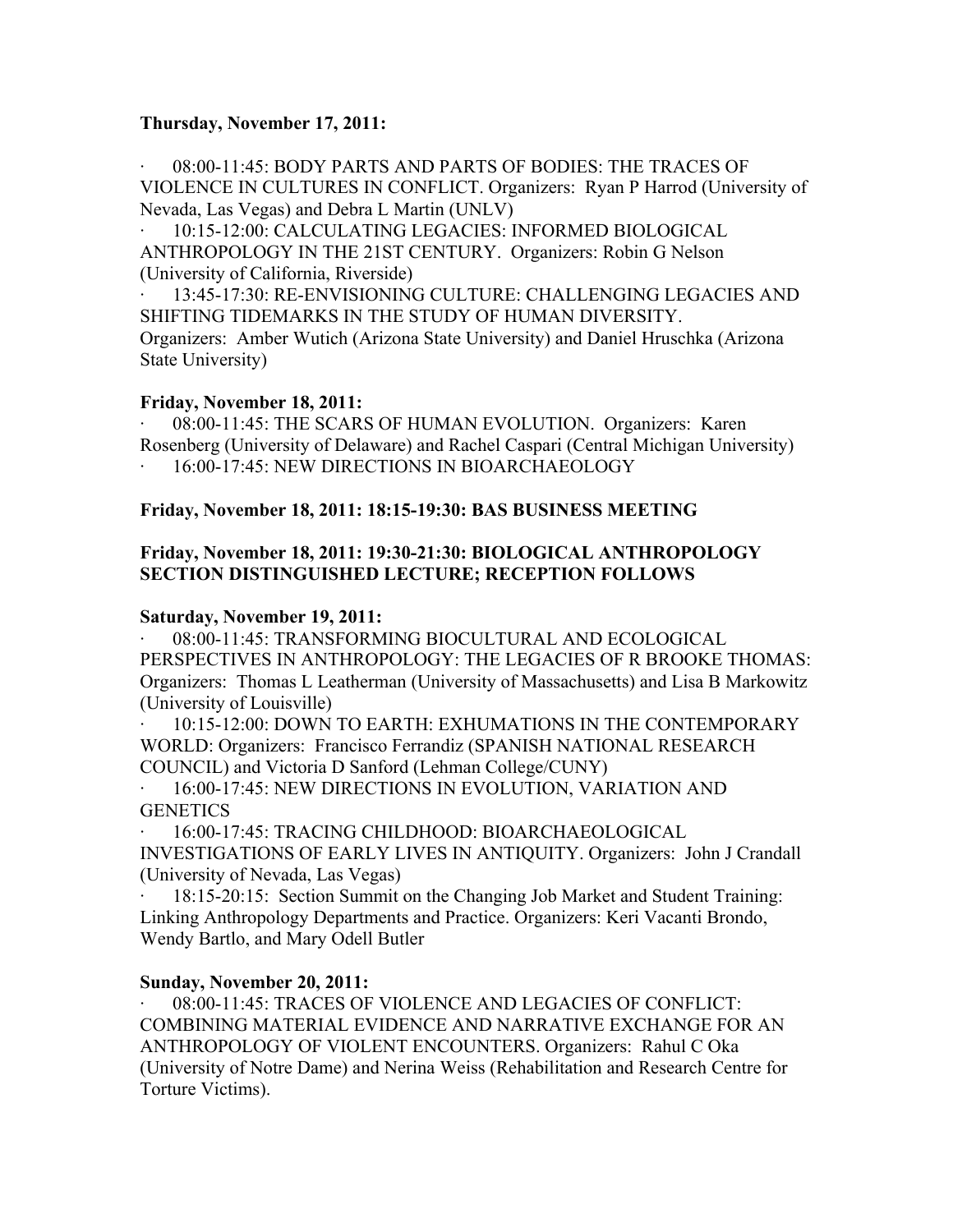**Thursday, November 17, 2011:**

- 08:00-11:45: BODY PARTS AND PARTS OF BODIES: THE TRACES OF VIOLENCE IN CULTURES IN CONFLICT. Organizers: Ryan P Harrod (University of Nevada, Las Vegas) and Debra L Martin (UNLV)
- 10:15-12:00: CALCULATING LEGACIES: INFORMED BIOLOGICAL ANTHROPOLOGY IN THE 21ST CENTURY. Organizers: Robin G Nelson (University of California, Riverside)
- 13:45-17:30: RE-ENVISIONING CULTURE: CHALLENGING LEGACIES AND SHIFTING TIDEMARKS IN THE STUDY OF HUMAN DIVERSITY. Organizers: Amber Wutich (Arizona State University) and Daniel Hruschka (Arizona State University)

**Friday, November 18, 2011:**

- 08:00-11:45: THE SCARS OF HUMAN EVOLUTION. Organizers: Karen Rosenberg (University of Delaware) and Rachel Caspari (Central Michigan University)
- 16:00-17:45: NEW DIRECTIONS IN BIOARCHAEOLOGY

**Friday, November 18, 2011: 18:15-19:30: BAS BUSINESS MEETING**

**Friday, November 18, 2011: 19:30-21:30: BIOLOGICAL ANTHROPOLOGY SECTION DISTINGUISHED LECTURE; RECEPTION FOLLOWS**

**Saturday, November 19, 2011:**

- 08:00-11:45: TRANSFORMING BIOCULTURAL AND ECOLOGICAL PERSPECTIVES IN ANTHROPOLOGY: THE LEGACIES OF R BROOKE THOMAS: Organizers: Thomas L Leatherman (University of Massachusetts) and Lisa B Markowitz (University of Louisville)
- 10:15-12:00: DOWN TO EARTH: EXHUMATIONS IN THE CONTEMPORARY WORLD: Organizers: Francisco Ferrandiz (SPANISH NATIONAL RESEARCH COUNCIL) and Victoria D Sanford (Lehman College/CUNY)
- 16:00-17:45: NEW DIRECTIONS IN EVOLUTION, VARIATION AND GENETICS
- 16:00-17:45: TRACING CHILDHOOD: BIOARCHAEOLOGICAL INVESTIGATIONS OF EARLY LIVES IN ANTIQUITY. Organizers: John J Crandall (University of Nevada, Las Vegas)
- 18:15-20:15: Section Summit on the Changing Job Market and Student Training: Linking Anthropology Departments and Practice. Organizers: Keri Vacanti Brondo, Wendy Bartlo, and Mary Odell Butler

**Sunday, November 20, 2011:**

- 08:00-11:45: TRACES OF VIOLENCE AND LEGACIES OF CONFLICT: COMBINING MATERIAL EVIDENCE AND NARRATIVE EXCHANGE FOR AN ANTHROPOLOGY OF VIOLENT ENCOUNTERS. Organizers: Rahul C Oka (University of Notre Dame) and Nerina Weiss (Rehabilitation and Research Centre for Torture Victims).